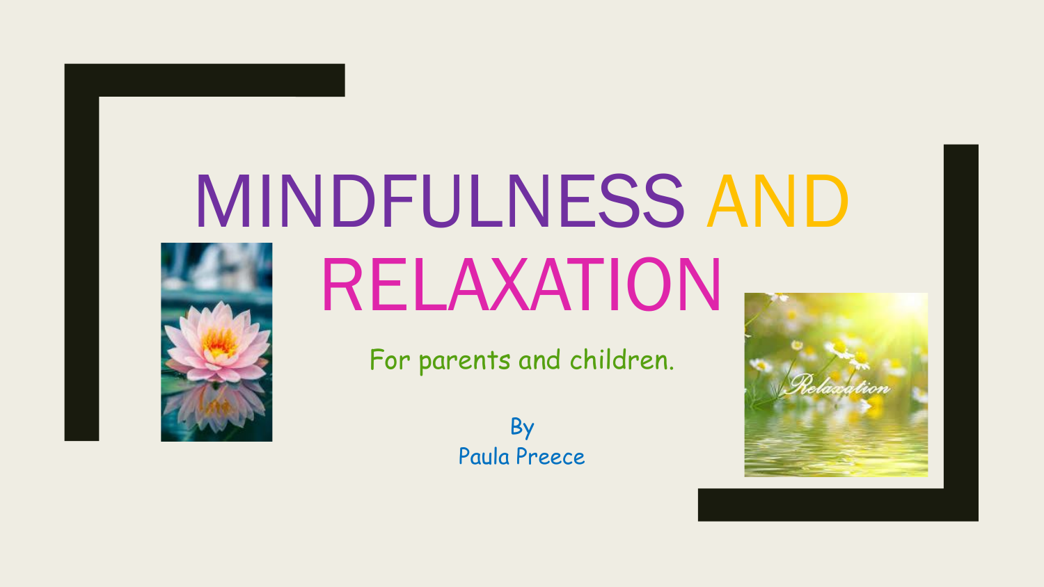# MINDFULNESS AND RELAXATION

For parents and children.

By
Paula Preece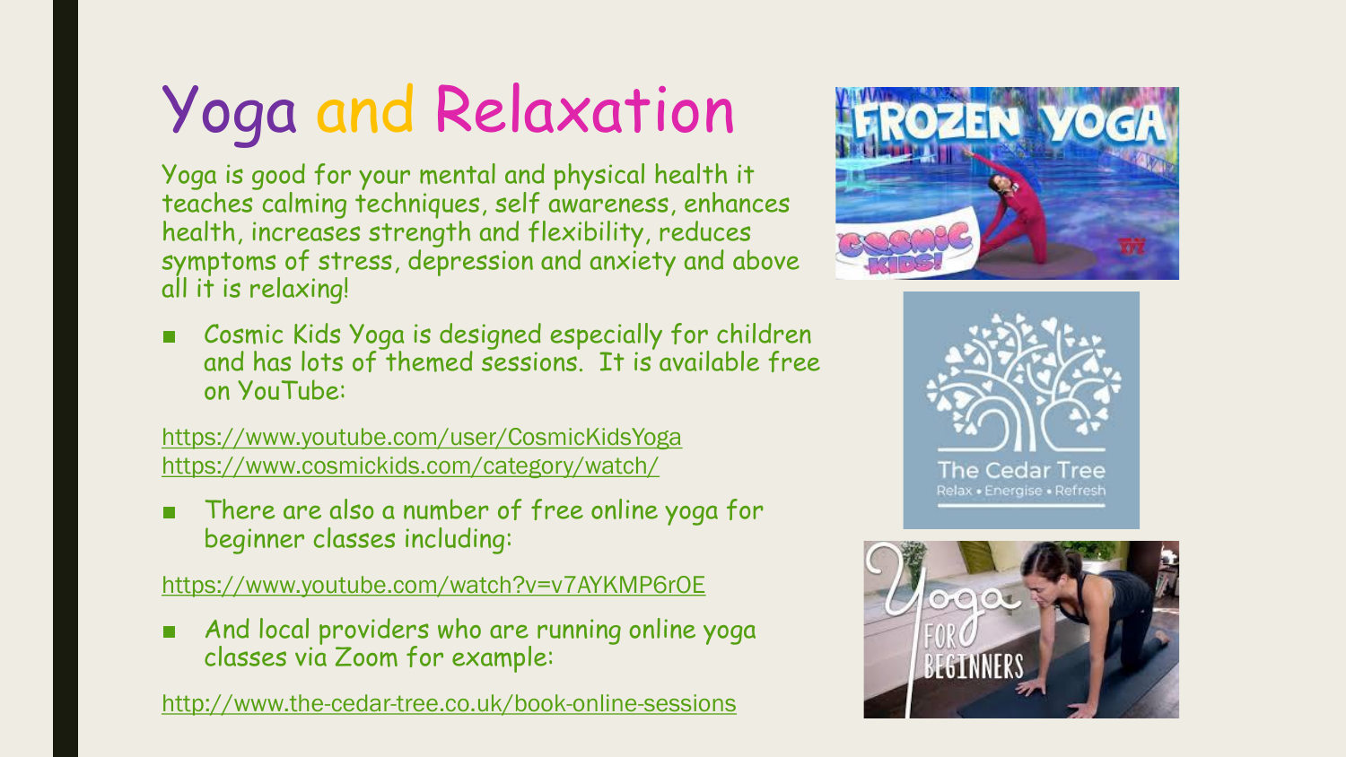# Yoga and Relaxation

Yoga is good for your mental and physical health it teaches calming techniques, self awareness, enhances health, increases strength and flexibility, reduces symptoms of stress, depression and anxiety and above all it is relaxing!

- Cosmic Kids Yoga is designed especially for children and has lots of themed sessions. It is available free on YouTube:

https://www.youtube.com/user/CosmicKidsYoga
https://www.cosmickids.com/category/watch/

- There are also a number of free online yoga for beginner classes including:

https://www.youtube.com/watch?v=v7AYKMP6rOE

- And local providers who are running online yoga classes via Zoom for example:

http://www.the-cedar-tree.co.uk/book-online-sessions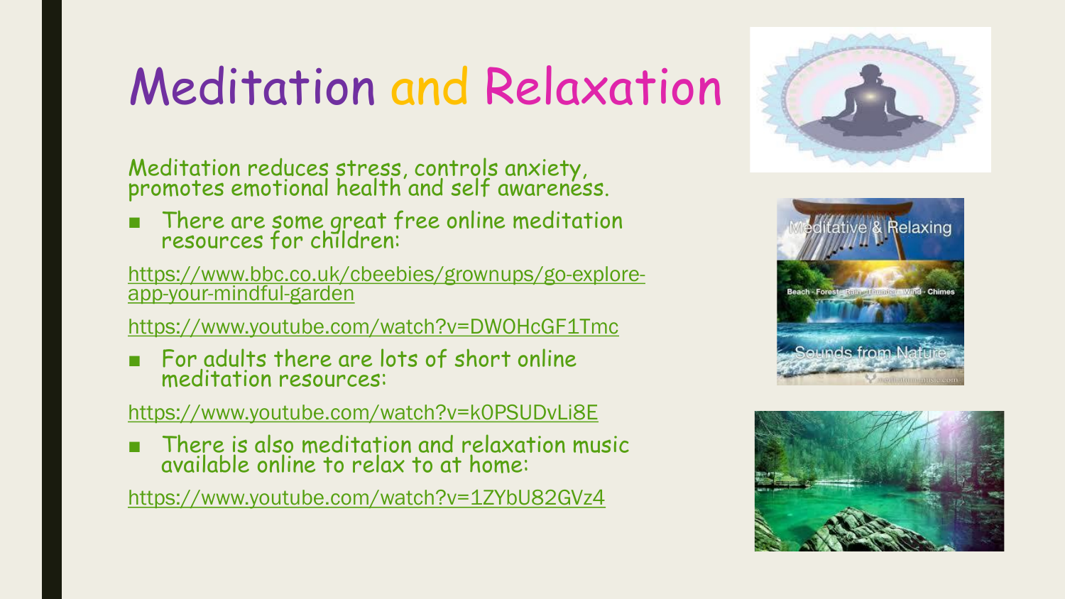# Meditation and Relaxation

Meditation reduces stress, controls anxiety, promotes emotional health and self awareness.

- There are some great free online meditation resources for children:

https://www.bbc.co.uk/cbeebies/grownups/go-explore-app-your-mindful-garden

https://www.youtube.com/watch?v=DWOHcGF1Tmc

- For adults there are lots of short online meditation resources:

https://www.youtube.com/watch?v=k0PSUDvLi8E

- There is also meditation and relaxation music available online to relax to at home:

https://www.youtube.com/watch?v=1ZYbU82GVz4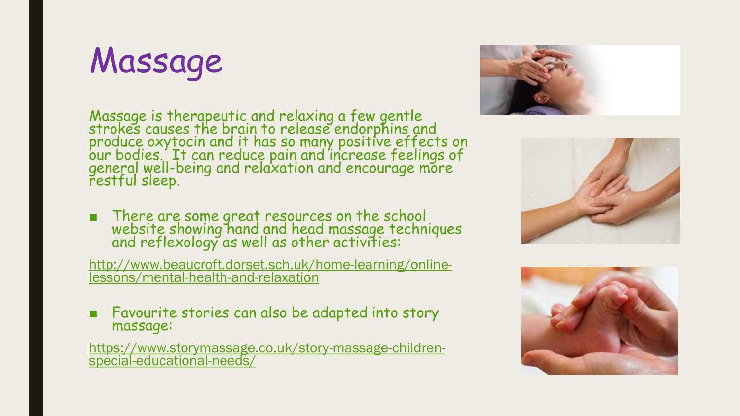# Massage

Massage is therapeutic and relaxing a few gentle strokes causes the brain to release endorphins and produce oxytocin and it has so many positive effects on our bodies. It can reduce pain and increase feelings of general well-being and relaxation and encourage more restful sleep.

- There are some great resources on the school website showing hand and head massage techniques and reflexology as well as other activities:

http://www.beaucroft.dorset.sch.uk/home-learning/online-lessons/mental-health-and-relaxation

- Favourite stories can also be adapted into story massage:

https://www.storymassage.co.uk/story-massage-children-special-educational-needs/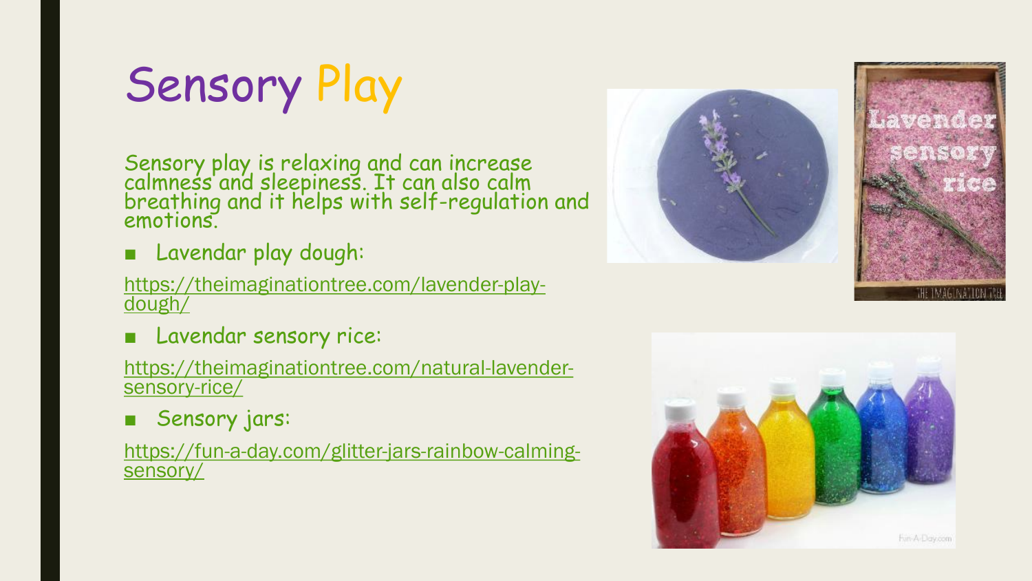# Sensory Play

Sensory play is relaxing and can increase calmness and sleepiness. It can also calm breathing and it helps with self-regulation and emotions.

- Lavendar play dough:

https://theimaginationtree.com/lavender-play-dough/

- Lavendar sensory rice:

https://theimaginationtree.com/natural-lavender-sensory-rice/

- Sensory jars:

https://fun-a-day.com/glitter-jars-rainbow-calming-sensory/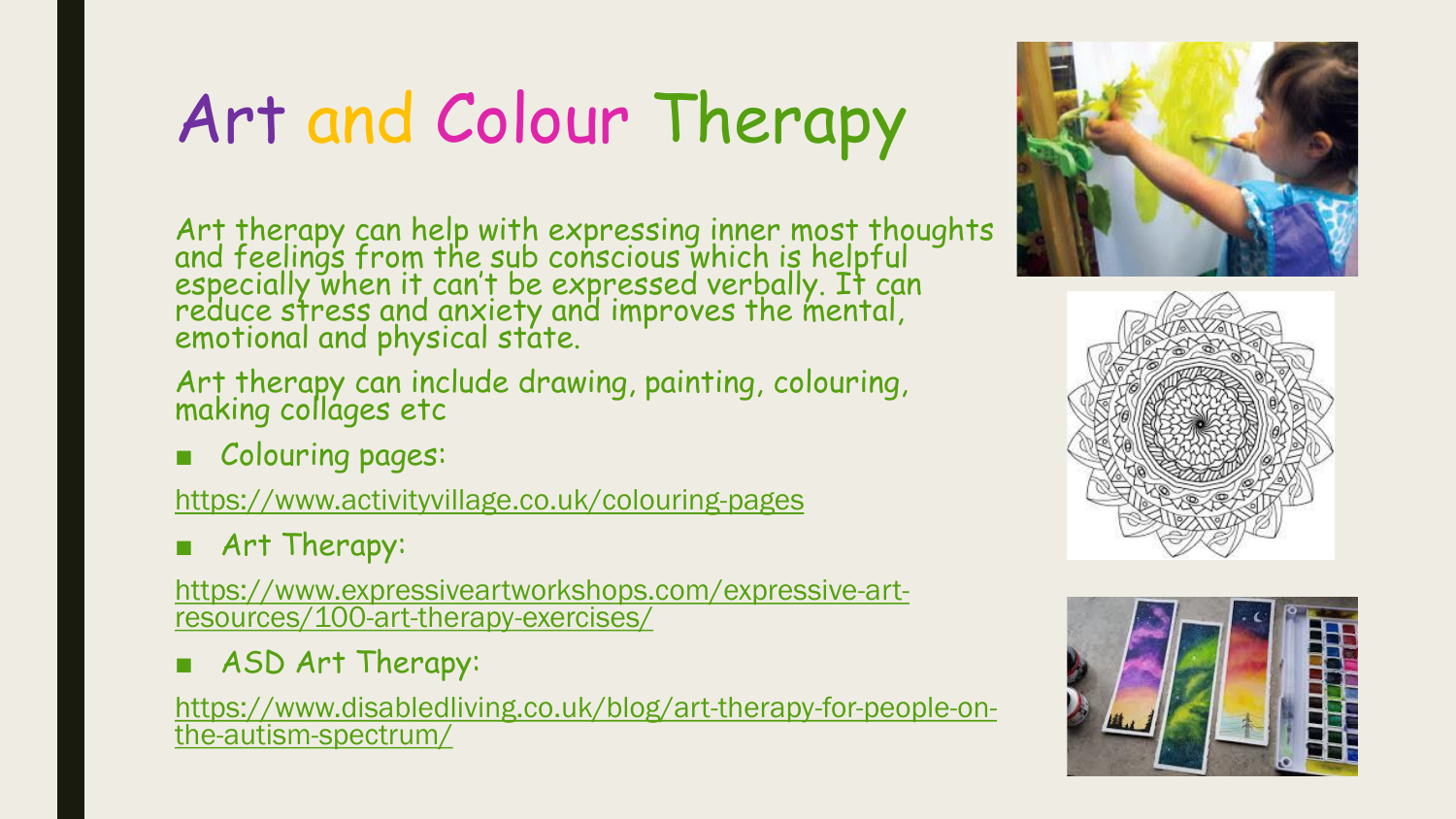# Art and Colour Therapy

Art therapy can help with expressing inner most thoughts and feelings from the sub conscious which is helpful especially when it can't be expressed verbally. It can reduce stress and anxiety and improves the mental, emotional and physical state.

Art therapy can include drawing, painting, colouring, making collages etc

- Colouring pages:

https://www.activityvillage.co.uk/colouring-pages

- Art Therapy:

https://www.expressiveartworkshops.com/expressive-art-resources/100-art-therapy-exercises/

- ASD Art Therapy:

https://www.disabledliving.co.uk/blog/art-therapy-for-people-on-the-autism-spectrum/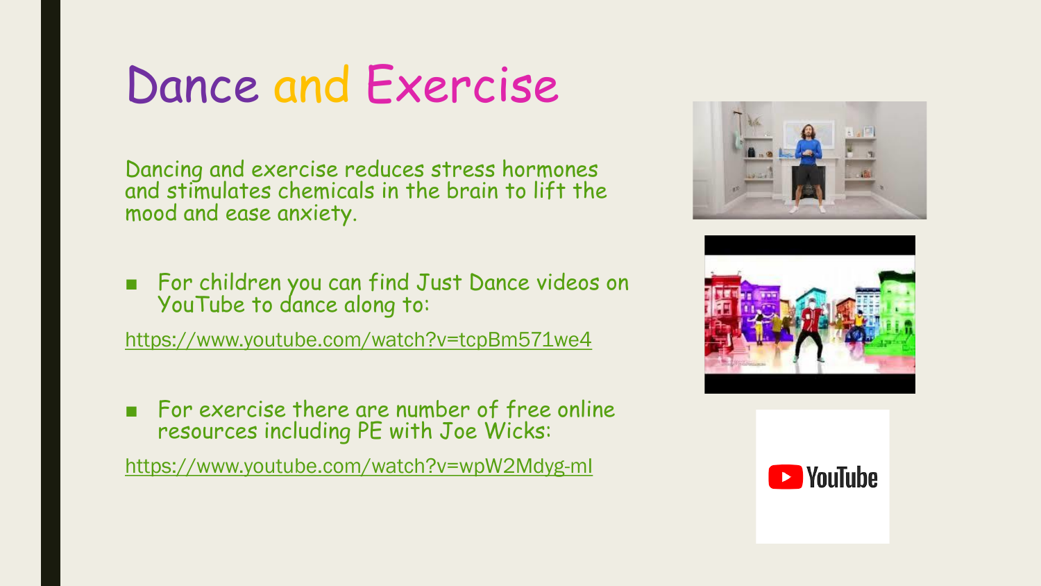# Dance and Exercise

Dancing and exercise reduces stress hormones and stimulates chemicals in the brain to lift the mood and ease anxiety.

- For children you can find Just Dance videos on YouTube to dance along to:

https://www.youtube.com/watch?v=tcpBm571we4

- For exercise there are number of free online resources including PE with Joe Wicks:

https://www.youtube.com/watch?v=wpW2Mdyg-mI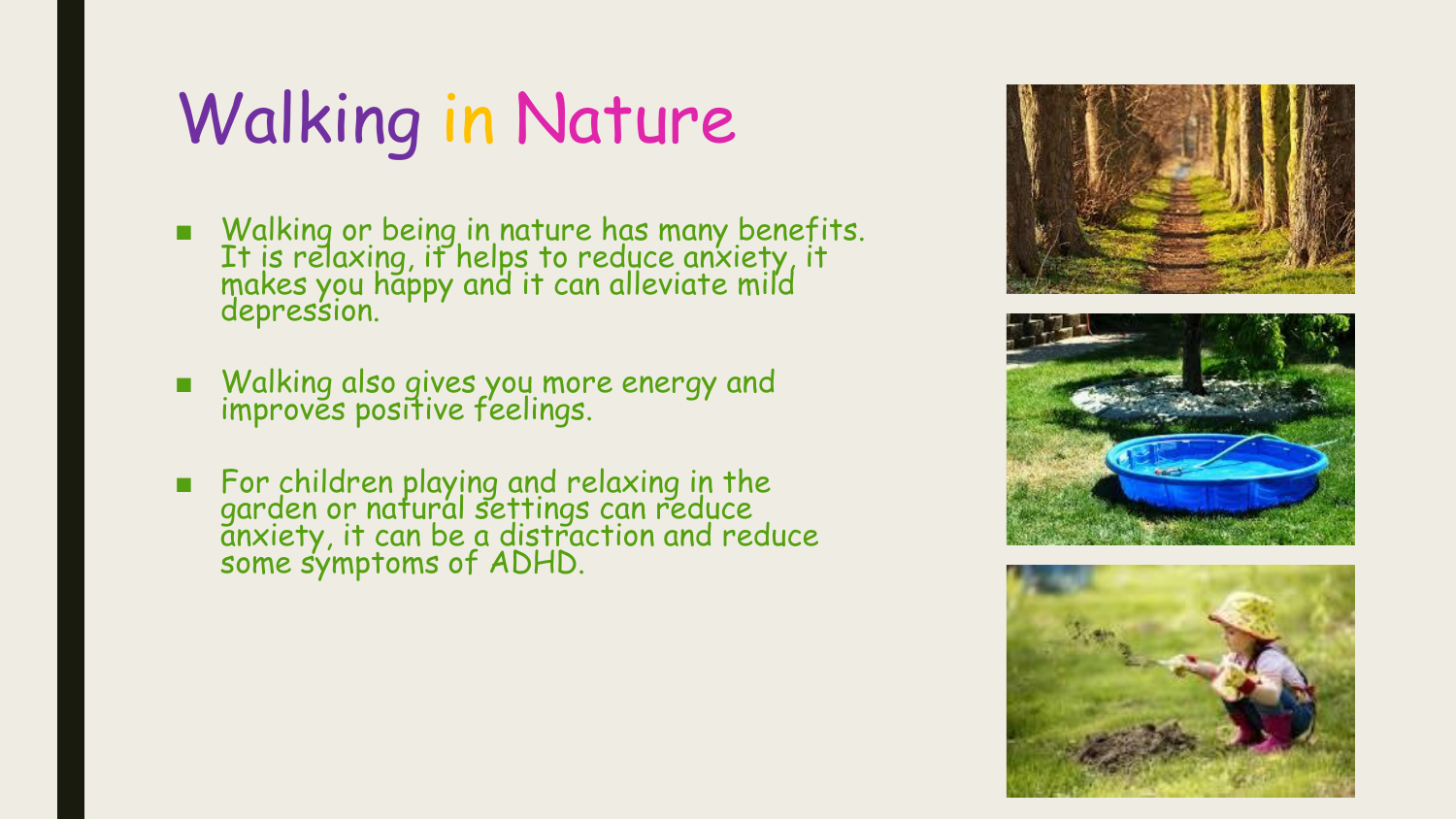# Walking in Nature

- Walking or being in nature has many benefits. It is relaxing, it helps to reduce anxiety, it makes you happy and it can alleviate mild depression.
- Walking also gives you more energy and improves positive feelings.
- For children playing and relaxing in the garden or natural settings can reduce anxiety, it can be a distraction and reduce some symptoms of ADHD.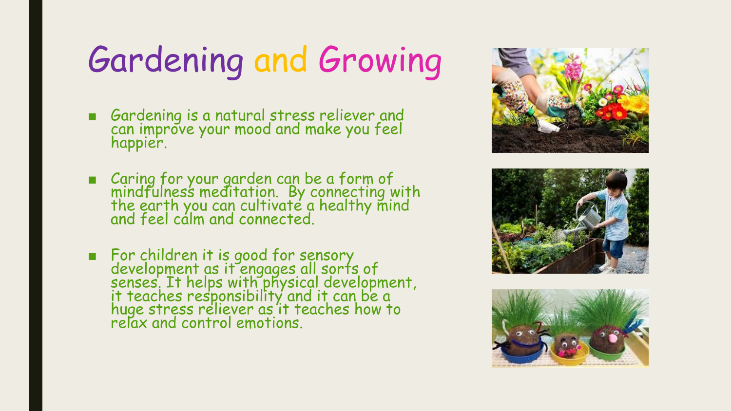# Gardening and Growing

- Gardening is a natural stress reliever and can improve your mood and make you feel happier.
- Caring for your garden can be a form of mindfulness meditation. By connecting with the earth you can cultivate a healthy mind and feel calm and connected.
- For children it is good for sensory development as it engages all sorts of senses. It helps with physical development, it teaches responsibility and it can be a huge stress reliever as it teaches how to relax and control emotions.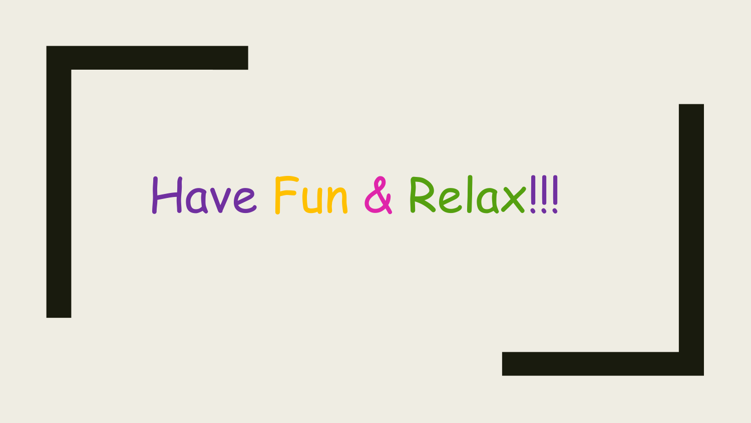# Have Fun & Relax!!!